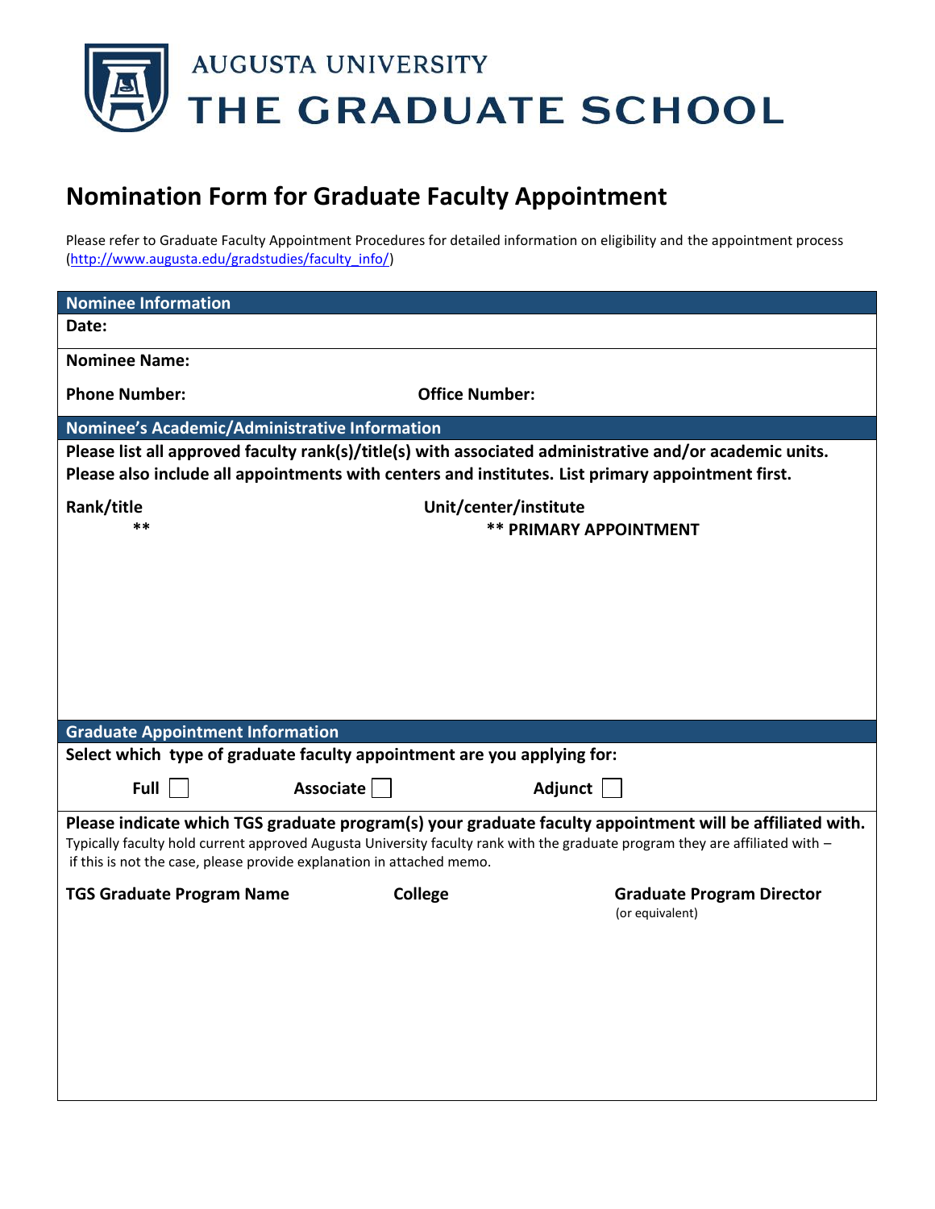# AUGUSTA UNIVERSITY
# THE GRADUATE SCHOOL

## Nomination Form for Graduate Faculty Appointment

Please refer to Graduate Faculty Appointment Procedures for detailed information on eligibility and the appointment process (http://www.augusta.edu/gradstudies/faculty_info/)

### Nominee Information

**Date:**

**Nominee Name:**

**Phone Number:** **Office Number:**

### Nominee's Academic/Administrative Information

**Please list all approved faculty rank(s)/title(s) with associated administrative and/or academic units. Please also include all appointments with centers and institutes. List primary appointment first.**

| Rank/title | Unit/center/institute |
| --- | --- |
| ** | ** PRIMARY APPOINTMENT |

### Graduate Appointment Information

**Select which type of graduate faculty appointment are you applying for:**

**Full** ☐ **Associate** ☐ **Adjunct** ☐

**Please indicate which TGS graduate program(s) your graduate faculty appointment will be affiliated with.**
Typically faculty hold current approved Augusta University faculty rank with the graduate program they are affiliated with – if this is not the case, please provide explanation in attached memo.

| TGS Graduate Program Name | College | Graduate Program Director (or equivalent) |
| --- | --- | --- |
| | | |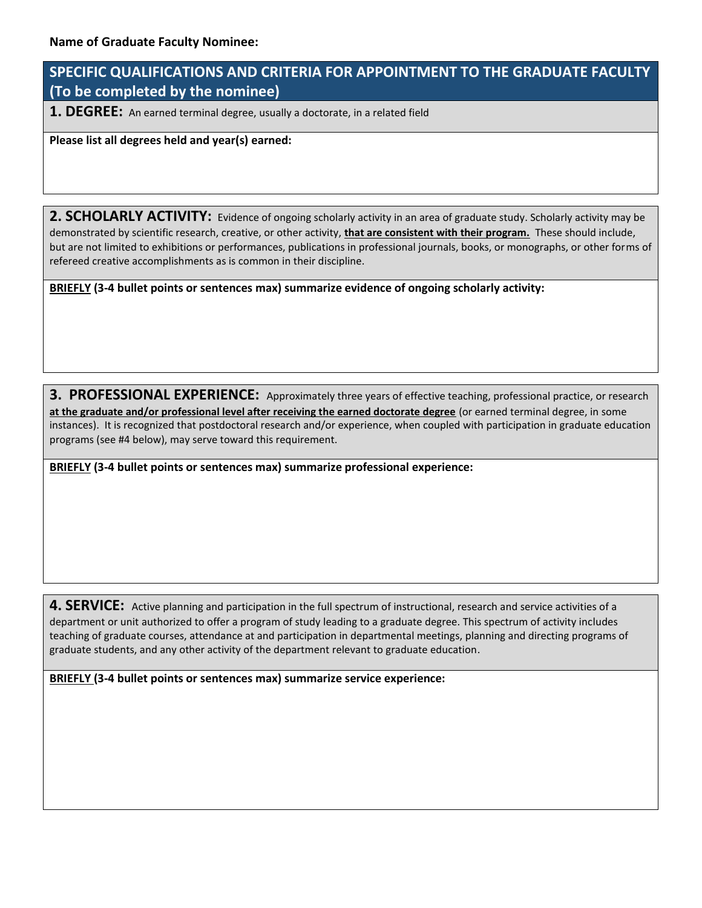**Name of Graduate Faculty Nominee:**

## SPECIFIC QUALIFICATIONS AND CRITERIA FOR APPOINTMENT TO THE GRADUATE FACULTY (To be completed by the nominee)

### 1. DEGREE:

An earned terminal degree, usually a doctorate, in a related field

**Please list all degrees held and year(s) earned:**

### 2. SCHOLARLY ACTIVITY:

Evidence of ongoing scholarly activity in an area of graduate study. Scholarly activity may be demonstrated by scientific research, creative, or other activity, **<u>that are consistent with their program.</u>** These should include, but are not limited to exhibitions or performances, publications in professional journals, books, or monographs, or other forms of refereed creative accomplishments as is common in their discipline.

**<u>BRIEFLY</u> (3-4 bullet points or sentences max) summarize evidence of ongoing scholarly activity:**

### 3. PROFESSIONAL EXPERIENCE:

Approximately three years of effective teaching, professional practice, or research **<u>at the graduate and/or professional level after receiving the earned doctorate degree</u>** (or earned terminal degree, in some instances). It is recognized that postdoctoral research and/or experience, when coupled with participation in graduate education programs (see #4 below), may serve toward this requirement.

**<u>BRIEFLY</u> (3-4 bullet points or sentences max) summarize professional experience:**

### 4. SERVICE:

Active planning and participation in the full spectrum of instructional, research and service activities of a department or unit authorized to offer a program of study leading to a graduate degree. This spectrum of activity includes teaching of graduate courses, attendance at and participation in departmental meetings, planning and directing programs of graduate students, and any other activity of the department relevant to graduate education.

**<u>BRIEFLY</u> (3-4 bullet points or sentences max) summarize service experience:**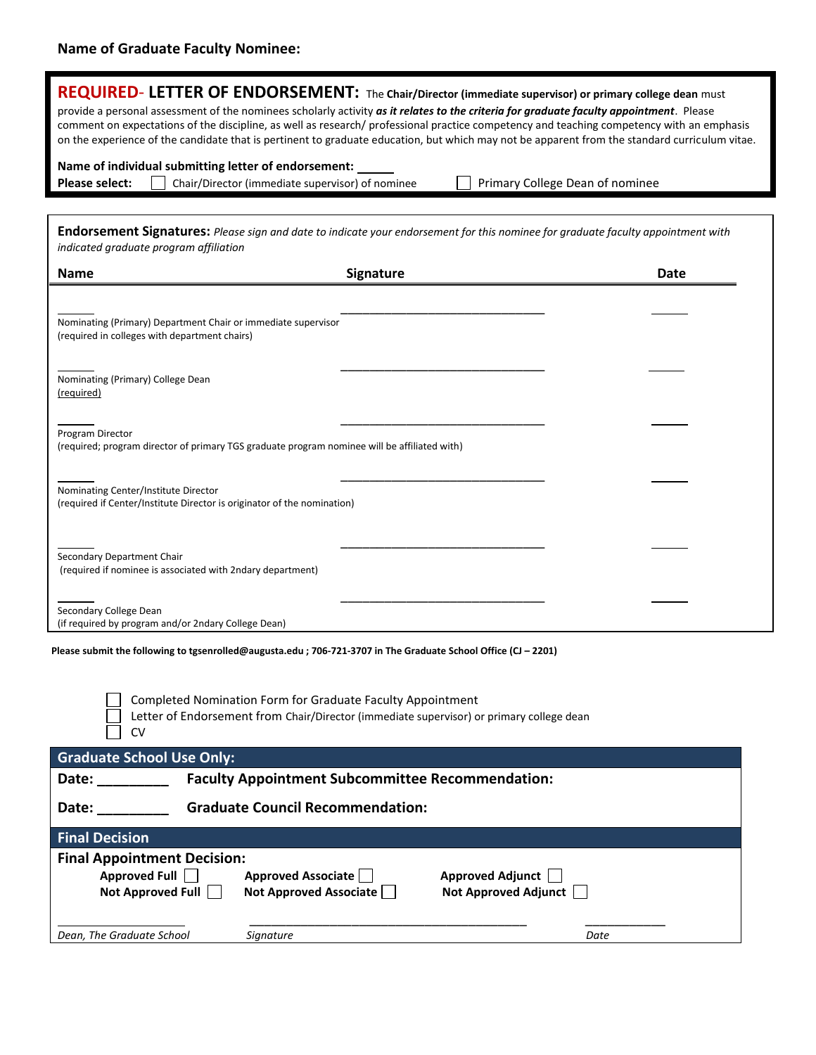**Name of Graduate Faculty Nominee:**

**REQUIRED- LETTER OF ENDORSEMENT:** The **Chair/Director (immediate supervisor) or primary college dean** must provide a personal assessment of the nominees scholarly activity ***as it relates to the criteria for graduate faculty appointment***. Please comment on expectations of the discipline, as well as research/ professional practice competency and teaching competency with an emphasis on the experience of the candidate that is pertinent to graduate education, but which may not be apparent from the standard curriculum vitae.

**Name of individual submitting letter of endorsement:** _____

**Please select:** ☐ Chair/Director (immediate supervisor) of nominee ☐ Primary College Dean of nominee

**Endorsement Signatures:** *Please sign and date to indicate your endorsement for this nominee for graduate faculty appointment with indicated graduate program affiliation*

| Name | Signature | Date |
|---|---|---|
| _____ Nominating (Primary) Department Chair or immediate supervisor (required in colleges with department chairs) | ______________________________ | _____ |
| _____ Nominating (Primary) College Dean (required) | ______________________________ | _____ |
| _____ Program Director (required; program director of primary TGS graduate program nominee will be affiliated with) | ______________________________ | _____ |
| _____ Nominating Center/Institute Director (required if Center/Institute Director is originator of the nomination) | ______________________________ | _____ |
| _____ Secondary Department Chair (required if nominee is associated with 2ndary department) | ______________________________ | _____ |
| _____ Secondary College Dean (if required by program and/or 2ndary College Dean) | ______________________________ | _____ |

**Please submit the following to tgsenrolled@augusta.edu ; 706-721-3707 in The Graduate School Office (CJ – 2201)**

☐ Completed Nomination Form for Graduate Faculty Appointment
☐ Letter of Endorsement from Chair/Director (immediate supervisor) or primary college dean
☐ CV

## Graduate School Use Only:

**Date:** _________ **Faculty Appointment Subcommittee Recommendation:**

**Date:** _________ **Graduate Council Recommendation:**

## Final Decision

**Final Appointment Decision:**

| | | |
|---|---|---|
| **Approved Full** ☐ | **Approved Associate** ☐ | **Approved Adjunct** ☐ |
| **Not Approved Full** ☐ | **Not Approved Associate** ☐ | **Not Approved Adjunct** ☐ |

__________________ ______________________________ ____________

*Dean, The Graduate School* *Signature* *Date*